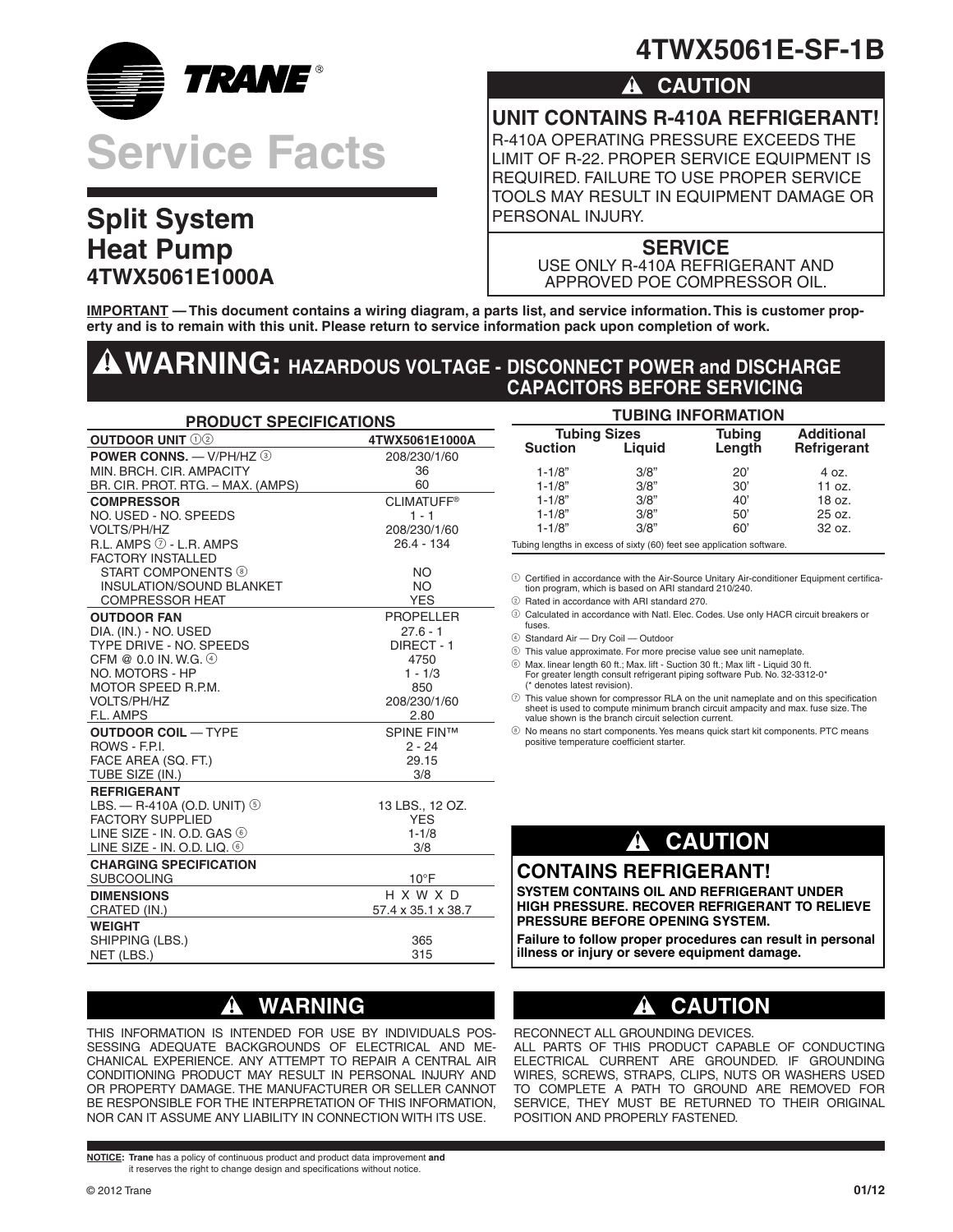# 4TWX5061E-SF-1B

TRANE®

# Service Facts

## Split System Heat Pump 4TWX5061E1000A

## ⚠ CAUTION

**UNIT CONTAINS R-410A REFRIGERANT!**

R-410A OPERATING PRESSURE EXCEEDS THE LIMIT OF R-22. PROPER SERVICE EQUIPMENT IS REQUIRED. FAILURE TO USE PROPER SERVICE TOOLS MAY RESULT IN EQUIPMENT DAMAGE OR PERSONAL INJURY.

**SERVICE**

USE ONLY R-410A REFRIGERANT AND APPROVED POE COMPRESSOR OIL.

**IMPORTANT — This document contains a wiring diagram, a parts list, and service information. This is customer property and is to remain with this unit. Please return to service information pack upon completion of work.**

## ⚠ WARNING: HAZARDOUS VOLTAGE - DISCONNECT POWER and DISCHARGE CAPACITORS BEFORE SERVICING

### PRODUCT SPECIFICATIONS

| OUTDOOR UNIT ①② | 4TWX5061E1000A |
|---|---|
| **POWER CONNS.** — V/PH/HZ ③ | 208/230/1/60 |
| MIN. BRCH. CIR. AMPACITY | 36 |
| BR. CIR. PROT. RTG. – MAX. (AMPS) | 60 |
| **COMPRESSOR** | CLIMATUFF® |
| NO. USED - NO. SPEEDS | 1 - 1 |
| VOLTS/PH/HZ | 208/230/1/60 |
| R.L. AMPS ⑦ - L.R. AMPS | 26.4 - 134 |
| FACTORY INSTALLED | |
| START COMPONENTS ⑧ | NO |
| INSULATION/SOUND BLANKET | NO |
| COMPRESSOR HEAT | YES |
| **OUTDOOR FAN** | PROPELLER |
| DIA. (IN.) - NO. USED | 27.6 - 1 |
| TYPE DRIVE - NO. SPEEDS | DIRECT - 1 |
| CFM @ 0.0 IN. W.G. ④ | 4750 |
| NO. MOTORS - HP | 1 - 1/3 |
| MOTOR SPEED R.P.M. | 850 |
| VOLTS/PH/HZ | 208/230/1/60 |
| F.L. AMPS | 2.80 |
| **OUTDOOR COIL** — TYPE | SPINE FIN™ |
| ROWS - F.P.I. | 2 - 24 |
| FACE AREA (SQ. FT.) | 29.15 |
| TUBE SIZE (IN.) | 3/8 |
| **REFRIGERANT** | |
| LBS. — R-410A (O.D. UNIT) ⑤ | 13 LBS., 12 OZ. |
| FACTORY SUPPLIED | YES |
| LINE SIZE - IN. O.D. GAS ⑥ | 1-1/8 |
| LINE SIZE - IN. O.D. LIQ. ⑥ | 3/8 |
| **CHARGING SPECIFICATION** | |
| SUBCOOLING | 10°F |
| **DIMENSIONS** | H X W X D |
| CRATED (IN.) | 57.4 x 35.1 x 38.7 |
| **WEIGHT** | |
| SHIPPING (LBS.) | 365 |
| NET (LBS.) | 315 |

### TUBING INFORMATION

| Tubing Sizes Suction | Liquid | Tubing Length | Additional Refrigerant |
|---|---|---|---|
| 1-1/8" | 3/8" | 20' | 4 oz. |
| 1-1/8" | 3/8" | 30' | 11 oz. |
| 1-1/8" | 3/8" | 40' | 18 oz. |
| 1-1/8" | 3/8" | 50' | 25 oz. |
| 1-1/8" | 3/8" | 60' | 32 oz. |

Tubing lengths in excess of sixty (60) feet see application software.

① Certified in accordance with the Air-Source Unitary Air-conditioner Equipment certification program, which is based on ARI standard 210/240.

② Rated in accordance with ARI standard 270.

③ Calculated in accordance with Natl. Elec. Codes. Use only HACR circuit breakers or fuses.

④ Standard Air — Dry Coil — Outdoor

⑤ This value approximate. For more precise value see unit nameplate.

⑥ Max. linear length 60 ft.; Max. lift - Suction 30 ft.; Max lift - Liquid 30 ft. For greater length consult refrigerant piping software Pub. No. 32-3312-0* (* denotes latest revision).

⑦ This value shown for compressor RLA on the unit nameplate and on this specification sheet is used to compute minimum branch circuit ampacity and max. fuse size. The value shown is the branch circuit selection current.

⑧ No means no start components. Yes means quick start kit components. PTC means positive temperature coefficient starter.

## ⚠ CAUTION

**CONTAINS REFRIGERANT!**

**SYSTEM CONTAINS OIL AND REFRIGERANT UNDER HIGH PRESSURE. RECOVER REFRIGERANT TO RELIEVE PRESSURE BEFORE OPENING SYSTEM.**

**Failure to follow proper procedures can result in personal illness or injury or severe equipment damage.**

## ⚠ WARNING

THIS INFORMATION IS INTENDED FOR USE BY INDIVIDUALS POSSESSING ADEQUATE BACKGROUNDS OF ELECTRICAL AND MECHANICAL EXPERIENCE. ANY ATTEMPT TO REPAIR A CENTRAL AIR CONDITIONING PRODUCT MAY RESULT IN PERSONAL INJURY AND OR PROPERTY DAMAGE. THE MANUFACTURER OR SELLER CANNOT BE RESPONSIBLE FOR THE INTERPRETATION OF THIS INFORMATION, NOR CAN IT ASSUME ANY LIABILITY IN CONNECTION WITH ITS USE.

## ⚠ CAUTION

RECONNECT ALL GROUNDING DEVICES.

ALL PARTS OF THIS PRODUCT CAPABLE OF CONDUCTING ELECTRICAL CURRENT ARE GROUNDED. IF GROUNDING WIRES, SCREWS, STRAPS, CLIPS, NUTS OR WASHERS USED TO COMPLETE A PATH TO GROUND ARE REMOVED FOR SERVICE, THEY MUST BE RETURNED TO THEIR ORIGINAL POSITION AND PROPERLY FASTENED.

**NOTICE: Trane** has a policy of continuous product and product data improvement **and** it reserves the right to change design and specifications without notice.

© 2012 Trane 01/12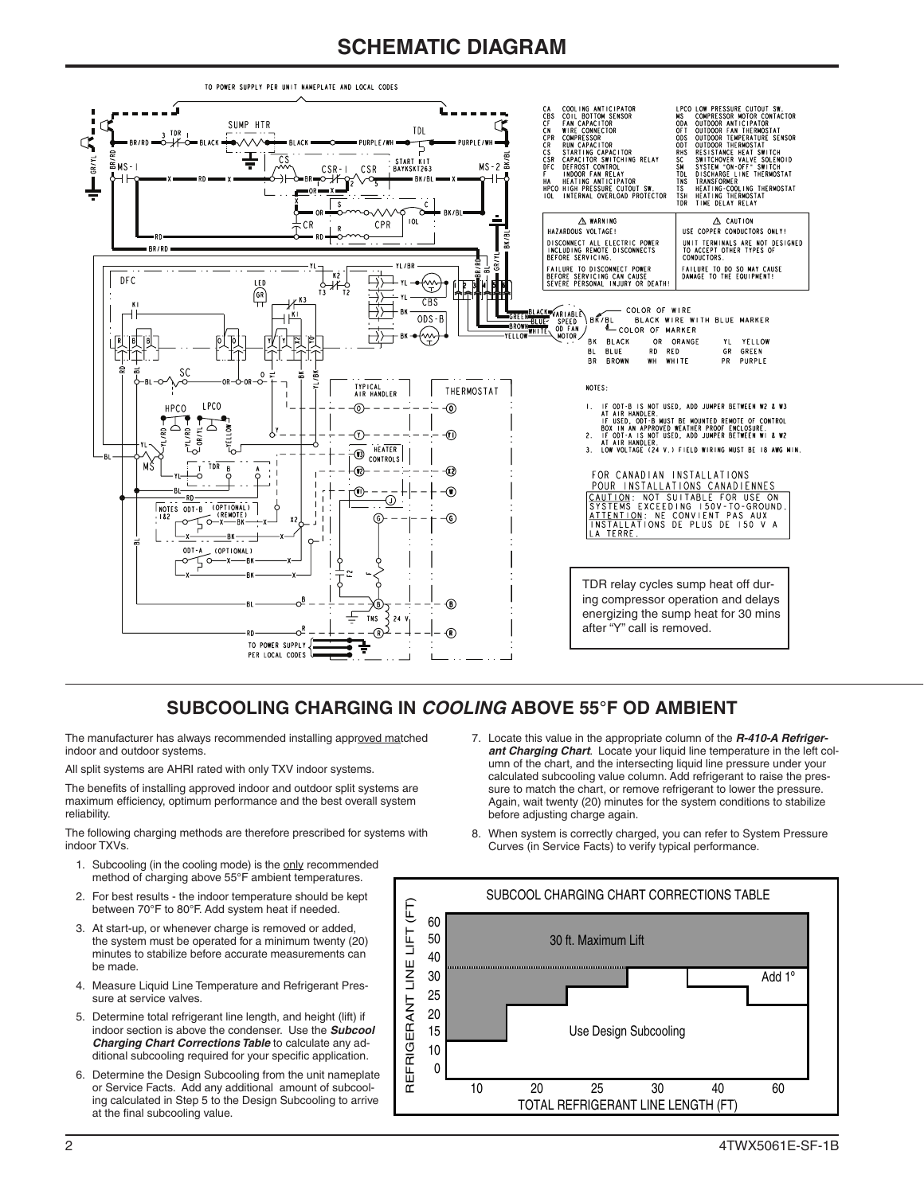# SCHEMATIC DIAGRAM

TO POWER SUPPLY PER UNIT NAMEPLATE AND LOCAL CODES

| | | | |
|---|---|---|---|
| CA | COOLING ANTICIPATOR | LPCO | LOW PRESSURE CUTOUT SW. |
| CBS | COIL BOTTOM SENSOR | MS | COMPRESSOR MOTOR CONTACTOR |
| CF | FAN CAPACITOR | ODA | OUTDOOR ANTICIPATOR |
| CN | WIRE CONNECTOR | OFT | OUTDOOR FAN THERMOSTAT |
| CPR | COMPRESSOR | ODS | OUTDOOR TEMPERATURE SENSOR |
| CR | RUN CAPACITOR | ODT | OUTDOOR THERMOSTAT |
| CS | STARTING CAPACITOR | RHS | RESISTANCE HEAT SWITCH |
| CSR | CAPACITOR SWITCHING RELAY | SC | SWITCHOVER VALVE SOLENOID |
| DFC | DEFROST CONTROL | SM | SYSTEM "ON-OFF" SWITCH |
| F | INDOOR FAN RELAY | TDL | DISCHARGE LINE THERMOSTAT |
| HA | HEATING ANTICIPATOR | TNS | TRANSFORMER |
| HPCO | HIGH PRESSURE CUTOUT SW. | TS | HEATING-COOLING THERMOSTAT |
| IOL | INTERNAL OVERLOAD PROTECTOR | TSH | HEATING THERMOSTAT |
| | | TDR | TIME DELAY RELAY |

⚠ WARNING
HAZARDOUS VOLTAGE!
DISCONNECT ALL ELECTRIC POWER INCLUDING REMOTE DISCONNECTS BEFORE SERVICING.
FAILURE TO DISCONNECT POWER BEFORE SERVICING CAN CAUSE SEVERE PERSONAL INJURY OR DEATH!

⚠ CAUTION
USE COPPER CONDUCTORS ONLY!
UNIT TERMINALS ARE NOT DESIGNED TO ACCEPT OTHER TYPES OF CONDUCTORS.
FAILURE TO DO SO MAY CAUSE DAMAGE TO THE EQUIPMENT!

BK/BL — COLOR OF WIRE — BLACK WIRE WITH BLUE MARKER — COLOR OF MARKER

| | | | | | |
|---|---|---|---|---|---|
| BK | BLACK | OR | ORANGE | YL | YELLOW |
| BL | BLUE | RD | RED | GR | GREEN |
| BR | BROWN | WH | WHITE | PR | PURPLE |

NOTES:

1. IF ODT-B IS NOT USED, ADD JUMPER BETWEEN W2 & W3 AT AIR HANDLER. IF USED, ODT-B MUST BE MOUNTED REMOTE OF CONTROL BOX IN AN APPROVED WEATHER PROOF ENCLOSURE.
2. IF ODT-A IS NOT USED, ADD JUMPER BETWEEN W1 & W2 AT AIR HANDLER.
3. LOW VOLTAGE (24 V.) FIELD WIRING MUST BE 18 AWG MIN.

FOR CANADIAN INSTALLATIONS
POUR INSTALLATIONS CANADIENNES
CAUTION: NOT SUITABLE FOR USE ON SYSTEMS EXCEEDING 150V-TO-GROUND.
ATTENTION: NE CONVIENT PAS AUX INSTALLATIONS DE PLUS DE 150 V A LA TERRE.

TDR relay cycles sump heat off during compressor operation and delays energizing the sump heat for 30 mins after "Y" call is removed.

## SUBCOOLING CHARGING IN *COOLING* ABOVE 55°F OD AMBIENT

The manufacturer has always recommended installing approved matched indoor and outdoor systems.

All split systems are AHRI rated with only TXV indoor systems.

The benefits of installing approved indoor and outdoor split systems are maximum efficiency, optimum performance and the best overall system reliability.

The following charging methods are therefore prescribed for systems with indoor TXVs.

1. Subcooling (in the cooling mode) is the only recommended method of charging above 55°F ambient temperatures.
2. For best results - the indoor temperature should be kept between 70°F to 80°F. Add system heat if needed.
3. At start-up, or whenever charge is removed or added, the system must be operated for a minimum twenty (20) minutes to stabilize before accurate measurements can be made.
4. Measure Liquid Line Temperature and Refrigerant Pressure at service valves.
5. Determine total refrigerant line length, and height (lift) if indoor section is above the condenser. Use the ***Subcool Charging Chart Corrections Table*** to calculate any additional subcooling required for your specific application.
6. Determine the Design Subcooling from the unit nameplate or Service Facts. Add any additional amount of subcooling calculated in Step 5 to the Design Subcooling to arrive at the final subcooling value.
7. Locate this value in the appropriate column of the ***R-410-A Refrigerant Charging Chart***. Locate your liquid line temperature in the left column of the chart, and the intersecting liquid line pressure under your calculated subcooling value column. Add refrigerant to raise the pressure to match the chart, or remove refrigerant to lower the pressure. Again, wait twenty (20) minutes for the system conditions to stabilize before adjusting charge again.
8. When system is correctly charged, you can refer to System Pressure Curves (in Service Facts) to verify typical performance.

**SUBCOOL CHARGING CHART CORRECTIONS TABLE**

Refrigerant Line Lift (FT): 0, 10, 15, 20, 25, 30, 40, 50, 60
Total Refrigerant Line Length (FT): 10, 20, 25, 30, 40, 60

Regions: 30 ft. Maximum Lift; Use Design Subcooling; Add 1°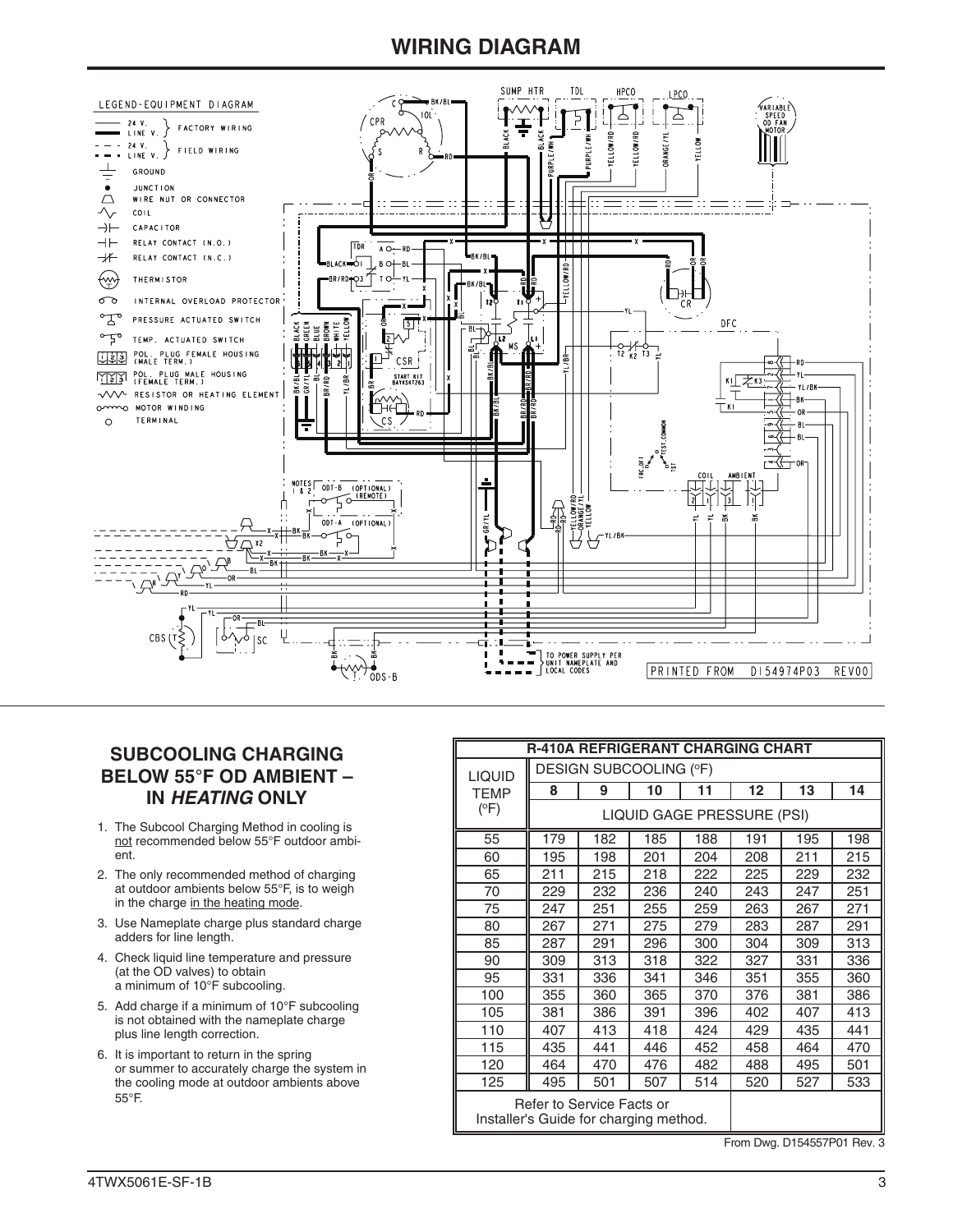# WIRING DIAGRAM

LEGEND-EQUIPMENT DIAGRAM

- 24 V. / LINE V. — FACTORY WIRING
- 24 V. / LINE V. — FIELD WIRING
- GROUND
- JUNCTION
- WIRE NUT OR CONNECTOR
- COIL
- CAPACITOR
- RELAY CONTACT (N.O.)
- RELAY CONTACT (N.C.)
- THERMISTOR
- INTERNAL OVERLOAD PROTECTOR
- PRESSURE ACTUATED SWITCH
- TEMP. ACTUATED SWITCH
- POL. PLUG FEMALE HOUSING (MALE TERM.)
- POL. PLUG MALE HOUSING (FEMALE TERM.)
- RESISTOR OR HEATING ELEMENT
- MOTOR WINDING
- TERMINAL

PRINTED FROM D154974P03 REV00

## SUBCOOLING CHARGING BELOW 55°F OD AMBIENT – IN *HEATING* ONLY

1. The Subcool Charging Method in cooling is not recommended below 55°F outdoor ambient.
2. The only recommended method of charging at outdoor ambients below 55°F, is to weigh in the charge in the heating mode.
3. Use Nameplate charge plus standard charge adders for line length.
4. Check liquid line temperature and pressure (at the OD valves) to obtain a minimum of 10°F subcooling.
5. Add charge if a minimum of 10°F subcooling is not obtained with the nameplate charge plus line length correction.
6. It is important to return in the spring or summer to accurately charge the system in the cooling mode at outdoor ambients above 55°F.

**R-410A REFRIGERANT CHARGING CHART**

| LIQUID TEMP (°F) | DESIGN SUBCOOLING (°F) | | | | | | |
|---|---|---|---|---|---|---|---|
| | **8** | **9** | **10** | **11** | **12** | **13** | **14** |
| | LIQUID GAGE PRESSURE (PSI) | | | | | | |
| 55 | 179 | 182 | 185 | 188 | 191 | 195 | 198 |
| 60 | 195 | 198 | 201 | 204 | 208 | 211 | 215 |
| 65 | 211 | 215 | 218 | 222 | 225 | 229 | 232 |
| 70 | 229 | 232 | 236 | 240 | 243 | 247 | 251 |
| 75 | 247 | 251 | 255 | 259 | 263 | 267 | 271 |
| 80 | 267 | 271 | 275 | 279 | 283 | 287 | 291 |
| 85 | 287 | 291 | 296 | 300 | 304 | 309 | 313 |
| 90 | 309 | 313 | 318 | 322 | 327 | 331 | 336 |
| 95 | 331 | 336 | 341 | 346 | 351 | 355 | 360 |
| 100 | 355 | 360 | 365 | 370 | 376 | 381 | 386 |
| 105 | 381 | 386 | 391 | 396 | 402 | 407 | 413 |
| 110 | 407 | 413 | 418 | 424 | 429 | 435 | 441 |
| 115 | 435 | 441 | 446 | 452 | 458 | 464 | 470 |
| 120 | 464 | 470 | 476 | 482 | 488 | 495 | 501 |
| 125 | 495 | 501 | 507 | 514 | 520 | 527 | 533 |

Refer to Service Facts or Installer's Guide for charging method.

From Dwg. D154557P01 Rev. 3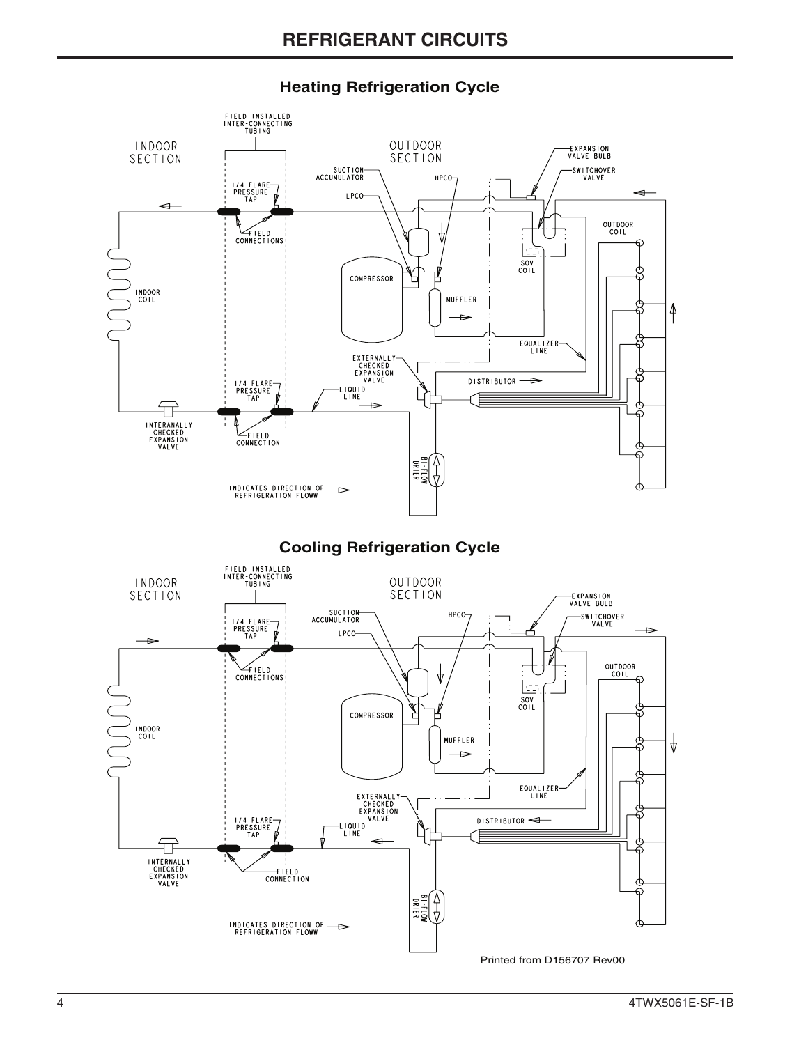# REFRIGERANT CIRCUITS

## Heating Refrigeration Cycle

INDOOR SECTION

FIELD INSTALLED INTER-CONNECTING TUBING

OUTDOOR SECTION

EXPANSION VALVE BULB

SWITCHOVER VALVE

SUCTION ACCUMULATOR

HPCO

LPCO

1/4 FLARE PRESSURE TAP

FIELD CONNECTIONS

OUTDOOR COIL

SOV COIL

COMPRESSOR

INDOOR COIL

MUFFLER

EQUALIZER LINE

EXTERNALLY CHECKED EXPANSION VALVE

DISTRIBUTOR

1/4 FLARE PRESSURE TAP

LIQUID LINE

INTERANALLY CHECKED EXPANSION VALVE

FIELD CONNECTION

BI-FLOW DRIER

INDICATES DIRECTION OF REFRIGERATION FLOWW

## Cooling Refrigeration Cycle

INDOOR SECTION

FIELD INSTALLED INTER-CONNECTING TUBING

OUTDOOR SECTION

EXPANSION VALVE BULB

SUCTION ACCUMULATOR

HPCO

SWITCHOVER VALVE

1/4 FLARE PRESSURE TAP

LPCO

FIELD CONNECTIONS

OUTDOOR COIL

SOV COIL

COMPRESSOR

INDOOR COIL

MUFFLER

EQUALIZER LINE

EXTERNALLY CHECKED EXPANSION VALVE

DISTRIBUTOR

1/4 FLARE PRESSURE TAP

LIQUID LINE

INTERNALLY CHECKED EXPANSION VALVE

FIELD CONNECTION

BI-FLOW DRIER

INDICATES DIRECTION OF REFRIGERATION FLOWW

Printed from D156707 Rev00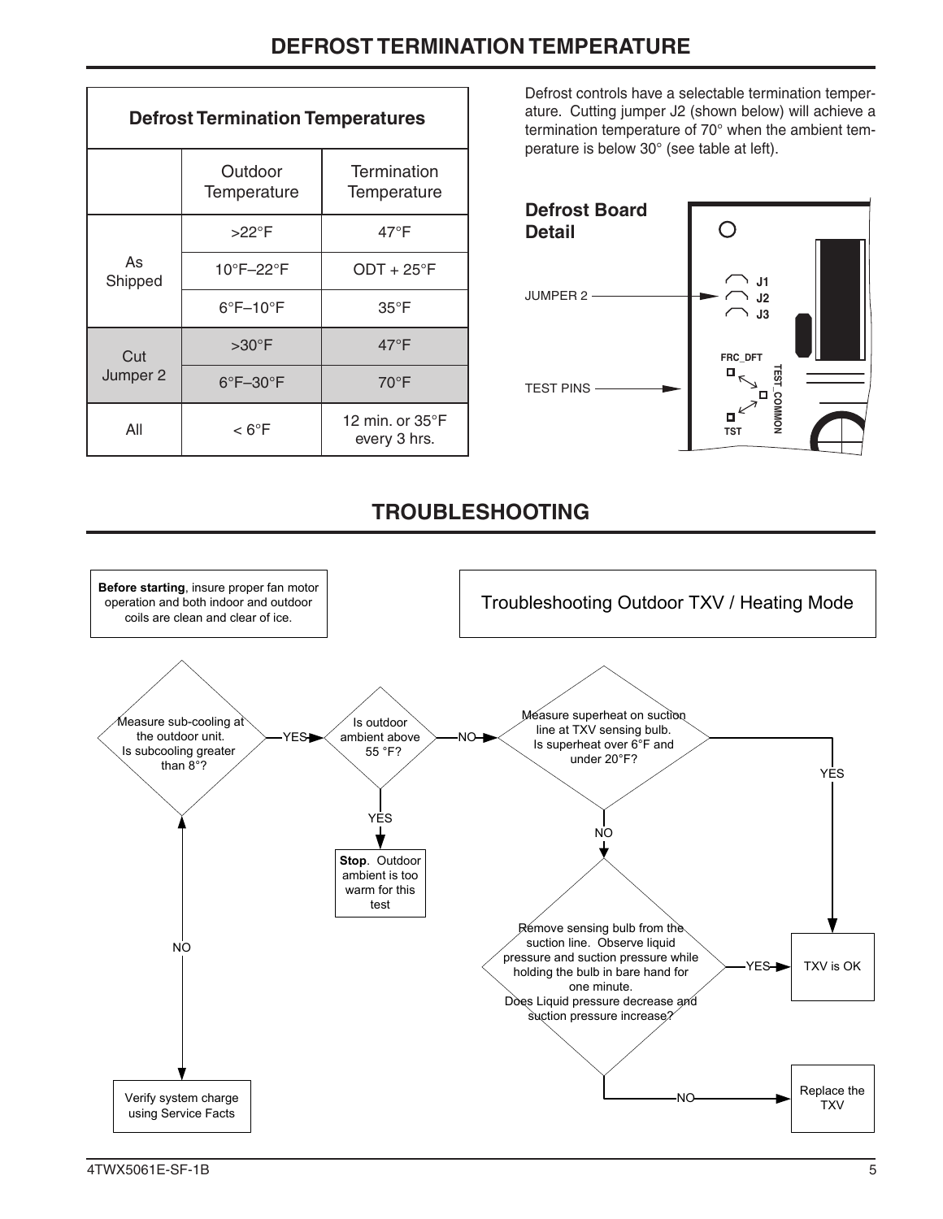# DEFROST TERMINATION TEMPERATURE

| Defrost Termination Temperatures | | |
|---|---|---|
| | Outdoor Temperature | Termination Temperature |
| As Shipped | >22°F | 47°F |
| | 10°F–22°F | ODT + 25°F |
| | 6°F–10°F | 35°F |
| Cut Jumper 2 | >30°F | 47°F |
| | 6°F–30°F | 70°F |
| All | < 6°F | 12 min. or 35°F every 3 hrs. |

Defrost controls have a selectable termination temperature. Cutting jumper J2 (shown below) will achieve a termination temperature of 70° when the ambient temperature is below 30° (see table at left).

**Defrost Board Detail**

JUMPER 2 — J1, J2, J3

TEST PINS — FRC_DFT, TEST_COMMON, TST

# TROUBLESHOOTING

**Before starting**, insure proper fan motor operation and both indoor and outdoor coils are clean and clear of ice.

Troubleshooting Outdoor TXV / Heating Mode

1. Measure sub-cooling at the outdoor unit. Is subcooling greater than 8°?
   - NO: Verify system charge using Service Facts
   - YES: go to step 2.
2. Is outdoor ambient above 55 °F?
   - YES: **Stop**. Outdoor ambient is too warm for this test
   - NO: go to step 3.
3. Measure superheat on suction line at TXV sensing bulb. Is superheat over 6°F and under 20°F?
   - YES: TXV is OK
   - NO: go to step 4.
4. Remove sensing bulb from the suction line. Observe liquid pressure and suction pressure while holding the bulb in bare hand for one minute. Does Liquid pressure decrease and suction pressure increase?
   - YES: TXV is OK
   - NO: Replace the TXV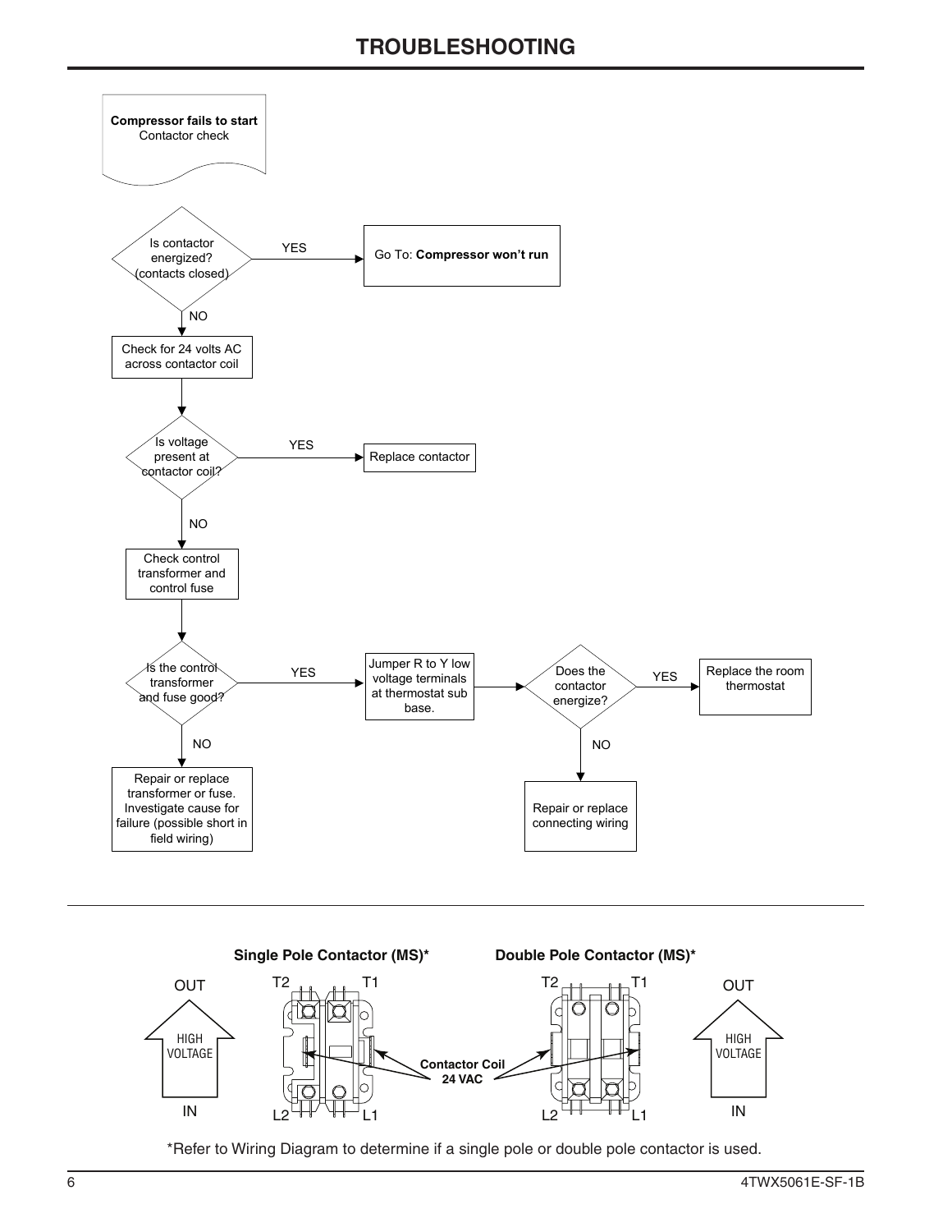# TROUBLESHOOTING

**Compressor fails to start**
Contactor check

- Is contactor energized? (contacts closed)
  - YES → Go To: **Compressor won't run**
  - NO → Check for 24 volts AC across contactor coil
    - Is voltage present at contactor coil?
      - YES → Replace contactor
      - NO → Check control transformer and control fuse
        - Is the control transformer and fuse good?
          - YES → Jumper R to Y low voltage terminals at thermostat sub base.
            - Does the contactor energize?
              - YES → Replace the room thermostat
              - NO → Repair or replace connecting wiring
          - NO → Repair or replace transformer or fuse. Investigate cause for failure (possible short in field wiring)

---

**Single Pole Contactor (MS)***

**Double Pole Contactor (MS)***

OUT

HIGH VOLTAGE

IN

T2 T1

L2 L1

**Contactor Coil 24 VAC**

*Refer to Wiring Diagram to determine if a single pole or double pole contactor is used.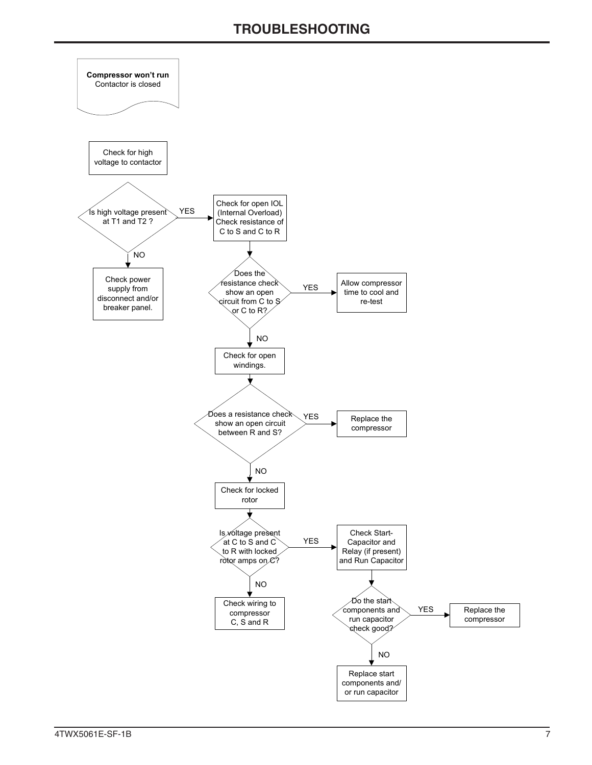# TROUBLESHOOTING

**Compressor won't run**
Contactor is closed

Check for high voltage to contactor

Is high voltage present at T1 and T2 ?

- NO → Check power supply from disconnect and/or breaker panel.
- YES → Check for open IOL (Internal Overload) Check resistance of C to S and C to R

Does the resistance check show an open circuit from C to S or C to R?

- YES → Allow compressor time to cool and re-test
- NO → Check for open windings.

Does a resistance check show an open circuit between R and S?

- YES → Replace the compressor
- NO → Check for locked rotor

Is voltage present at C to S and C to R with locked rotor amps on C?

- NO → Check wiring to compressor C, S and R
- YES → Check Start-Capacitor and Relay (if present) and Run Capacitor

Do the start components and run capacitor check good?

- YES → Replace the compressor
- NO → Replace start components and/ or run capacitor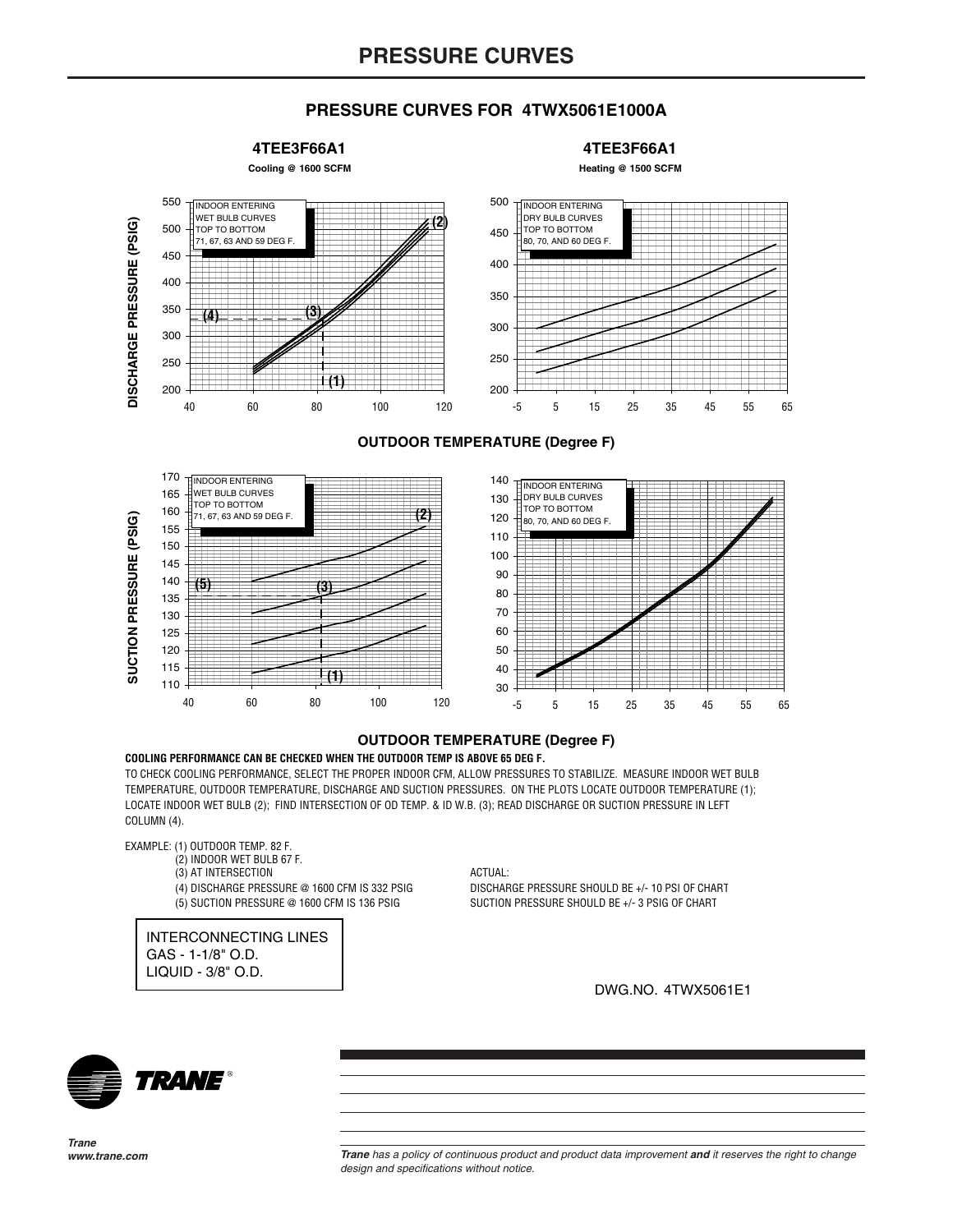# PRESSURE CURVES

## PRESSURE CURVES FOR 4TWX5061E1000A

**4TEE3F66A1**

**Cooling @ 1600 SCFM**

DISCHARGE PRESSURE (PSIG)

550
500
450
400
350
300
250
200

40 60 80 100 120

INDOOR ENTERING WET BULB CURVES TOP TO BOTTOM 71, 67, 63 AND 59 DEG F.

(1) (2) (3) (4)

**4TEE3F66A1**

**Heating @ 1500 SCFM**

500
450
400
350
300
250
200

-5 5 15 25 35 45 55 65

INDOOR ENTERING DRY BULB CURVES TOP TO BOTTOM 80, 70, AND 60 DEG F.

**OUTDOOR TEMPERATURE (Degree F)**

SUCTION PRESSURE (PSIG)

170
165
160
155
150
145
140
135
130
125
120
115
110

40 60 80 100 120

INDOOR ENTERING WET BULB CURVES TOP TO BOTTOM 71, 67, 63 AND 59 DEG F.

(1) (2) (3) (5)

140
130
120
110
100
90
80
70
60
50
40
30

-5 5 15 25 35 45 55 65

INDOOR ENTERING DRY BULB CURVES TOP TO BOTTOM 80, 70, AND 60 DEG F.

**OUTDOOR TEMPERATURE (Degree F)**

**COOLING PERFORMANCE CAN BE CHECKED WHEN THE OUTDOOR TEMP IS ABOVE 65 DEG F.**

TO CHECK COOLING PERFORMANCE, SELECT THE PROPER INDOOR CFM, ALLOW PRESSURES TO STABILIZE. MEASURE INDOOR WET BULB TEMPERATURE, OUTDOOR TEMPERATURE, DISCHARGE AND SUCTION PRESSURES. ON THE PLOTS LOCATE OUTDOOR TEMPERATURE (1); LOCATE INDOOR WET BULB (2); FIND INTERSECTION OF OD TEMP. & ID W.B. (3); READ DISCHARGE OR SUCTION PRESSURE IN LEFT COLUMN (4).

EXAMPLE: (1) OUTDOOR TEMP. 82 F.
(2) INDOOR WET BULB 67 F.
(3) AT INTERSECTION
(4) DISCHARGE PRESSURE @ 1600 CFM IS 332 PSIG
(5) SUCTION PRESSURE @ 1600 CFM IS 136 PSIG

ACTUAL:
DISCHARGE PRESSURE SHOULD BE +/- 10 PSI OF CHART
SUCTION PRESSURE SHOULD BE +/- 3 PSIG OF CHART

INTERCONNECTING LINES
GAS - 1-1/8" O.D.
LIQUID - 3/8" O.D.

DWG.NO. 4TWX5061E1

TRANE®

*Trane*
*www.trane.com*

***Trane** has a policy of continuous product and product data improvement **and** it reserves the right to change design and specifications without notice.*